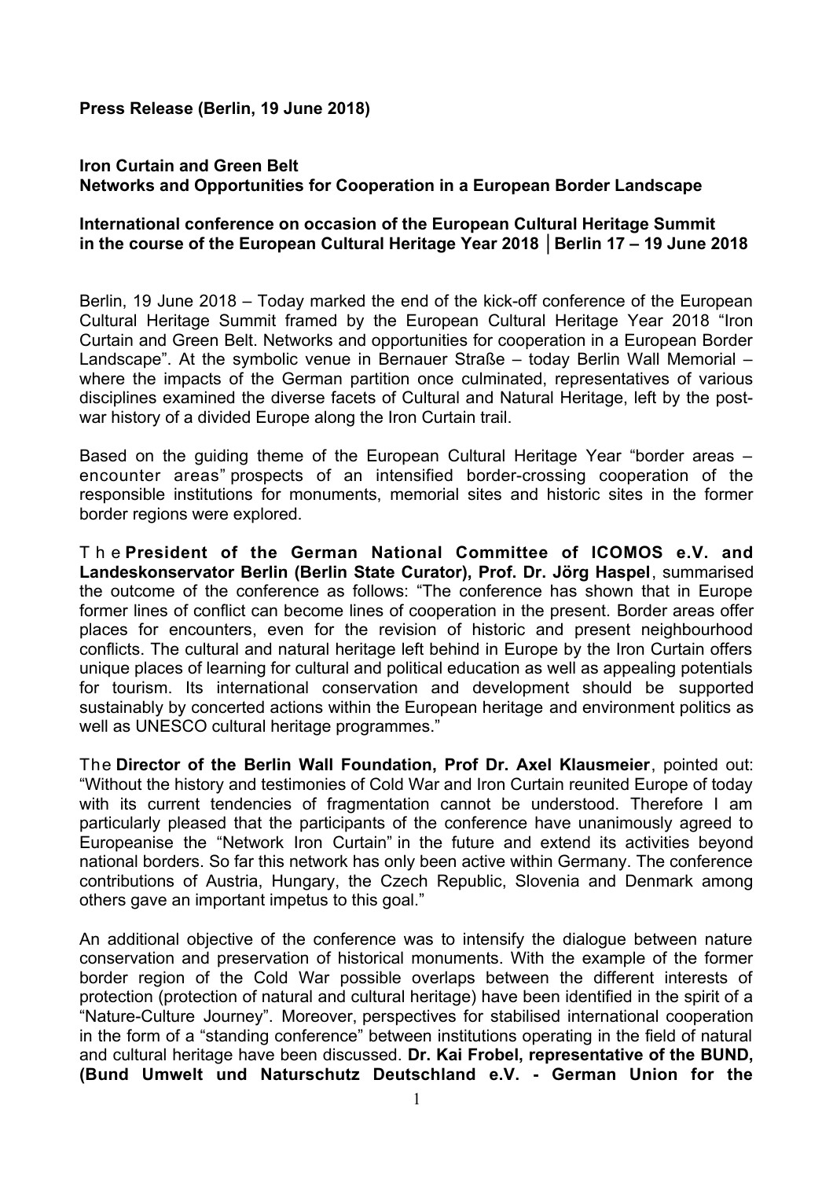**Press Release (Berlin, 19 June 2018)**

**Iron Curtain and Green Belt**
**Networks and Opportunities for Cooperation in a European Border Landscape**

**International conference on occasion of the European Cultural Heritage Summit in the course of the European Cultural Heritage Year 2018 │Berlin 17 – 19 June 2018**

Berlin, 19 June 2018 – Today marked the end of the kick-off conference of the European Cultural Heritage Summit framed by the European Cultural Heritage Year 2018 "Iron Curtain and Green Belt. Networks and opportunities for cooperation in a European Border Landscape". At the symbolic venue in Bernauer Straße – today Berlin Wall Memorial – where the impacts of the German partition once culminated, representatives of various disciplines examined the diverse facets of Cultural and Natural Heritage, left by the post-war history of a divided Europe along the Iron Curtain trail.

Based on the guiding theme of the European Cultural Heritage Year "border areas – encounter areas" prospects of an intensified border-crossing cooperation of the responsible institutions for monuments, memorial sites and historic sites in the former border regions were explored.

The **President of the German National Committee of ICOMOS e.V. and Landeskonservator Berlin (Berlin State Curator), Prof. Dr. Jörg Haspel**, summarised the outcome of the conference as follows: "The conference has shown that in Europe former lines of conflict can become lines of cooperation in the present. Border areas offer places for encounters, even for the revision of historic and present neighbourhood conflicts. The cultural and natural heritage left behind in Europe by the Iron Curtain offers unique places of learning for cultural and political education as well as appealing potentials for tourism. Its international conservation and development should be supported sustainably by concerted actions within the European heritage and environment politics as well as UNESCO cultural heritage programmes."

The **Director of the Berlin Wall Foundation, Prof Dr. Axel Klausmeier**, pointed out: "Without the history and testimonies of Cold War and Iron Curtain reunited Europe of today with its current tendencies of fragmentation cannot be understood. Therefore I am particularly pleased that the participants of the conference have unanimously agreed to Europeanise the "Network Iron Curtain" in the future and extend its activities beyond national borders. So far this network has only been active within Germany. The conference contributions of Austria, Hungary, the Czech Republic, Slovenia and Denmark among others gave an important impetus to this goal."

An additional objective of the conference was to intensify the dialogue between nature conservation and preservation of historical monuments. With the example of the former border region of the Cold War possible overlaps between the different interests of protection (protection of natural and cultural heritage) have been identified in the spirit of a "Nature-Culture Journey". Moreover, perspectives for stabilised international cooperation in the form of a "standing conference" between institutions operating in the field of natural and cultural heritage have been discussed. **Dr. Kai Frobel, representative of the BUND, (Bund Umwelt und Naturschutz Deutschland e.V. - German Union for the**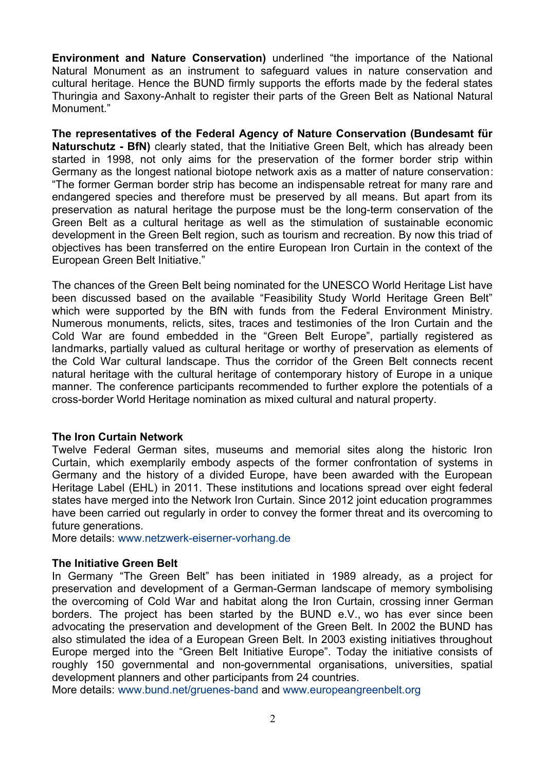**Environment and Nature Conservation)** underlined "the importance of the National Natural Monument as an instrument to safeguard values in nature conservation and cultural heritage. Hence the BUND firmly supports the efforts made by the federal states Thuringia and Saxony-Anhalt to register their parts of the Green Belt as National Natural Monument."

**The representatives of the Federal Agency of Nature Conservation (Bundesamt für Naturschutz - BfN)** clearly stated, that the Initiative Green Belt, which has already been started in 1998, not only aims for the preservation of the former border strip within Germany as the longest national biotope network axis as a matter of nature conservation: "The former German border strip has become an indispensable retreat for many rare and endangered species and therefore must be preserved by all means. But apart from its preservation as natural heritage the purpose must be the long-term conservation of the Green Belt as a cultural heritage as well as the stimulation of sustainable economic development in the Green Belt region, such as tourism and recreation. By now this triad of objectives has been transferred on the entire European Iron Curtain in the context of the European Green Belt Initiative."

The chances of the Green Belt being nominated for the UNESCO World Heritage List have been discussed based on the available "Feasibility Study World Heritage Green Belt" which were supported by the BfN with funds from the Federal Environment Ministry. Numerous monuments, relicts, sites, traces and testimonies of the Iron Curtain and the Cold War are found embedded in the "Green Belt Europe", partially registered as landmarks, partially valued as cultural heritage or worthy of preservation as elements of the Cold War cultural landscape. Thus the corridor of the Green Belt connects recent natural heritage with the cultural heritage of contemporary history of Europe in a unique manner. The conference participants recommended to further explore the potentials of a cross-border World Heritage nomination as mixed cultural and natural property.

**The Iron Curtain Network**
Twelve Federal German sites, museums and memorial sites along the historic Iron Curtain, which exemplarily embody aspects of the former confrontation of systems in Germany and the history of a divided Europe, have been awarded with the European Heritage Label (EHL) in 2011. These institutions and locations spread over eight federal states have merged into the Network Iron Curtain. Since 2012 joint education programmes have been carried out regularly in order to convey the former threat and its overcoming to future generations.
More details: www.netzwerk-eiserner-vorhang.de

**The Initiative Green Belt**
In Germany "The Green Belt" has been initiated in 1989 already, as a project for preservation and development of a German-German landscape of memory symbolising the overcoming of Cold War and habitat along the Iron Curtain, crossing inner German borders. The project has been started by the BUND e.V., wo has ever since been advocating the preservation and development of the Green Belt. In 2002 the BUND has also stimulated the idea of a European Green Belt. In 2003 existing initiatives throughout Europe merged into the "Green Belt Initiative Europe". Today the initiative consists of roughly 150 governmental and non-governmental organisations, universities, spatial development planners and other participants from 24 countries.
More details: www.bund.net/gruenes-band and www.europeangreenbelt.org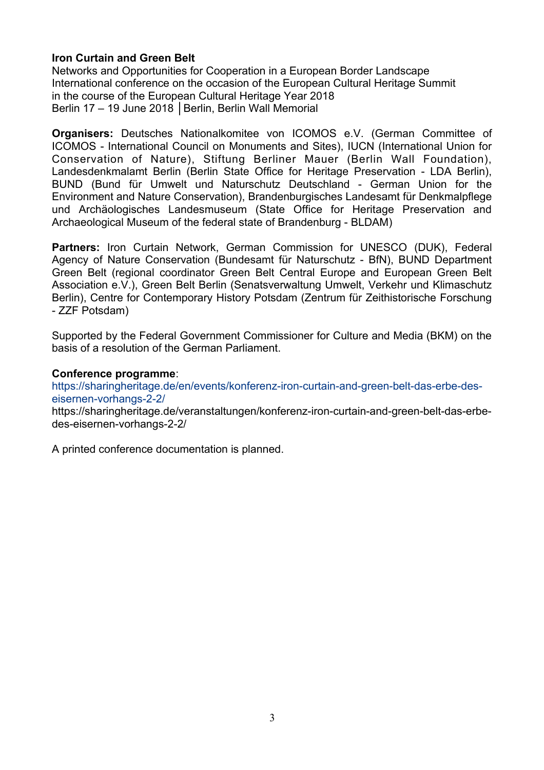**Iron Curtain and Green Belt**
Networks and Opportunities for Cooperation in a European Border Landscape
International conference on the occasion of the European Cultural Heritage Summit
in the course of the European Cultural Heritage Year 2018
Berlin 17 – 19 June 2018 │Berlin, Berlin Wall Memorial

**Organisers:** Deutsches Nationalkomitee von ICOMOS e.V. (German Committee of ICOMOS - International Council on Monuments and Sites), IUCN (International Union for Conservation of Nature), Stiftung Berliner Mauer (Berlin Wall Foundation), Landesdenkmalamt Berlin (Berlin State Office for Heritage Preservation - LDA Berlin), BUND (Bund für Umwelt und Naturschutz Deutschland - German Union for the Environment and Nature Conservation), Brandenburgisches Landesamt für Denkmalpflege und Archäologisches Landesmuseum (State Office for Heritage Preservation and Archaeological Museum of the federal state of Brandenburg - BLDAM)

**Partners:** Iron Curtain Network, German Commission for UNESCO (DUK), Federal Agency of Nature Conservation (Bundesamt für Naturschutz - BfN), BUND Department Green Belt (regional coordinator Green Belt Central Europe and European Green Belt Association e.V.), Green Belt Berlin (Senatsverwaltung Umwelt, Verkehr und Klimaschutz Berlin), Centre for Contemporary History Potsdam (Zentrum für Zeithistorische Forschung - ZZF Potsdam)

Supported by the Federal Government Commissioner for Culture and Media (BKM) on the basis of a resolution of the German Parliament.

**Conference programme**:
https://sharingheritage.de/en/events/konferenz-iron-curtain-and-green-belt-das-erbe-des-eisernen-vorhangs-2-2/
https://sharingheritage.de/veranstaltungen/konferenz-iron-curtain-and-green-belt-das-erbe-des-eisernen-vorhangs-2-2/

A printed conference documentation is planned.